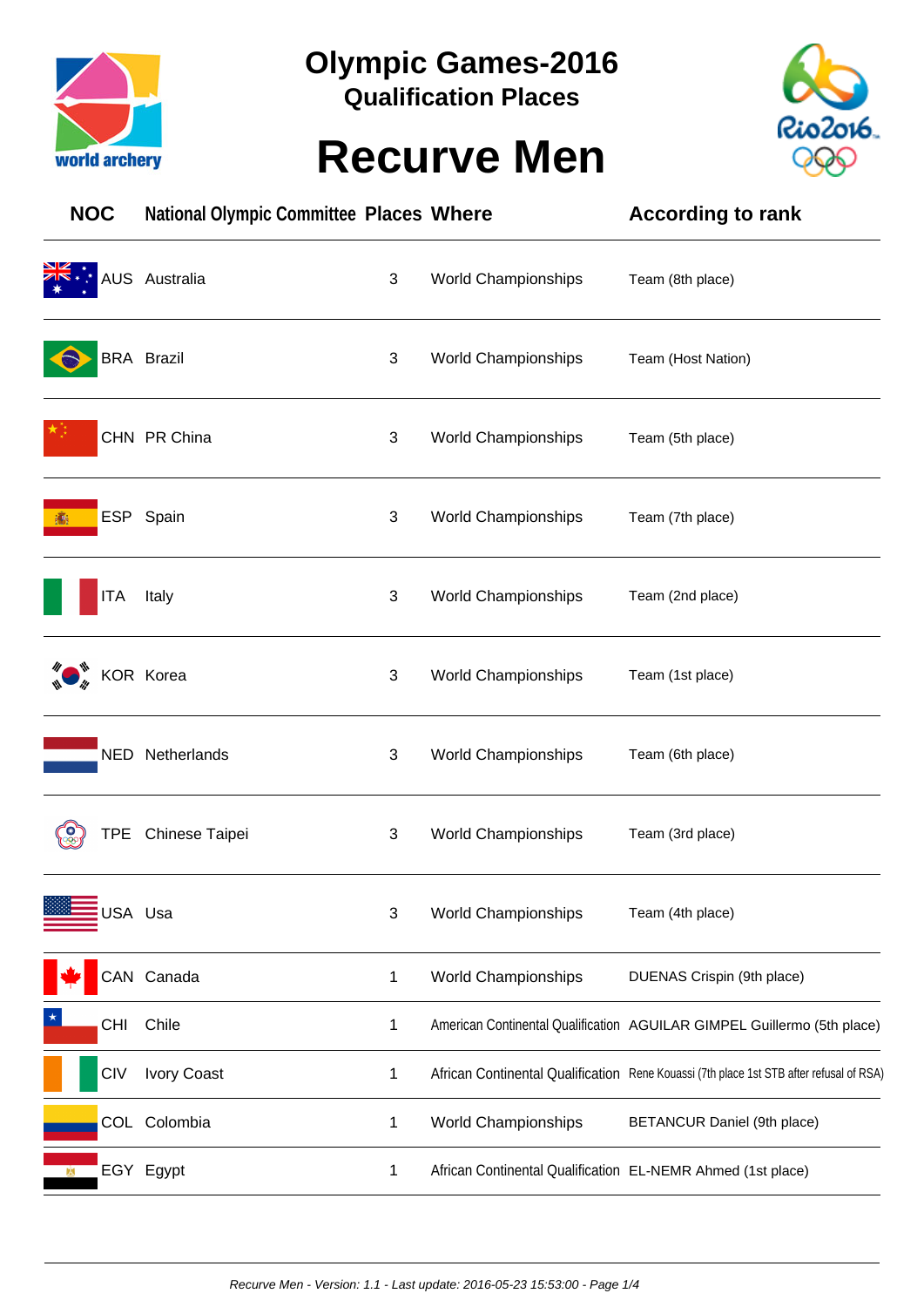# Olympic Games-2016

## Qualification Places

# Recurve Men

| NOC | National Olympic Committee | Places | Where | According to rank |
|---|---|---|---|---|
| AUS | Australia | 3 | World Championships | Team (8th place) |
| BRA | Brazil | 3 | World Championships | Team (Host Nation) |
| CHN | PR China | 3 | World Championships | Team (5th place) |
| ESP | Spain | 3 | World Championships | Team (7th place) |
| ITA | Italy | 3 | World Championships | Team (2nd place) |
| KOR | Korea | 3 | World Championships | Team (1st place) |
| NED | Netherlands | 3 | World Championships | Team (6th place) |
| TPE | Chinese Taipei | 3 | World Championships | Team (3rd place) |
| USA | Usa | 3 | World Championships | Team (4th place) |
| CAN | Canada | 1 | World Championships | DUENAS Crispin (9th place) |
| CHI | Chile | 1 | American Continental Qualification | AGUILAR GIMPEL Guillermo (5th place) |
| CIV | Ivory Coast | 1 | African Continental Qualification | Rene Kouassi (7th place 1st STB after refusal of RSA) |
| COL | Colombia | 1 | World Championships | BETANCUR Daniel (9th place) |
| EGY | Egypt | 1 | African Continental Qualification | EL-NEMR Ahmed (1st place) |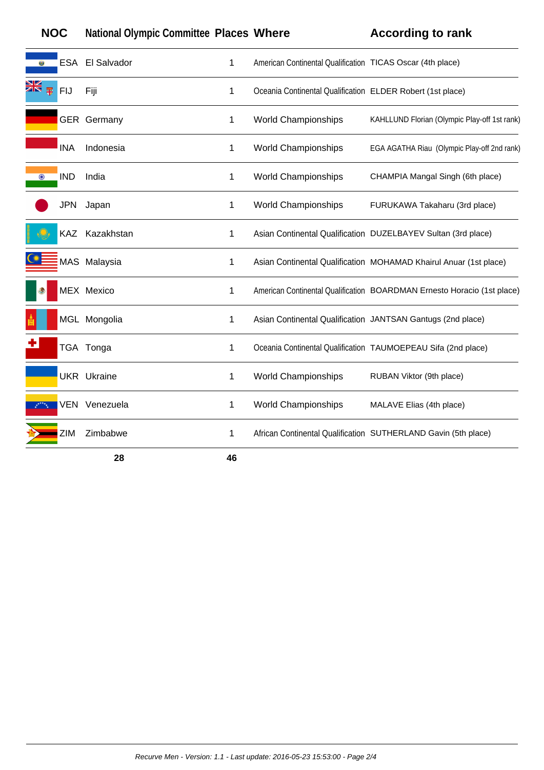| NOC | National Olympic Committee | Places | Where | According to rank |
|---|---|---|---|---|
| ESA | El Salvador | 1 | American Continental Qualification | TICAS Oscar (4th place) |
| FIJ | Fiji | 1 | Oceania Continental Qualification | ELDER Robert (1st place) |
| GER | Germany | 1 | World Championships | KAHLLUND Florian (Olympic Play-off 1st rank) |
| INA | Indonesia | 1 | World Championships | EGA AGATHA Riau (Olympic Play-off 2nd rank) |
| IND | India | 1 | World Championships | CHAMPIA Mangal Singh (6th place) |
| JPN | Japan | 1 | World Championships | FURUKAWA Takaharu (3rd place) |
| KAZ | Kazakhstan | 1 | Asian Continental Qualification | DUZELBAYEV Sultan (3rd place) |
| MAS | Malaysia | 1 | Asian Continental Qualification | MOHAMAD Khairul Anuar (1st place) |
| MEX | Mexico | 1 | American Continental Qualification | BOARDMAN Ernesto Horacio (1st place) |
| MGL | Mongolia | 1 | Asian Continental Qualification | JANTSAN Gantugs (2nd place) |
| TGA | Tonga | 1 | Oceania Continental Qualification | TAUMOEPEAU Sifa (2nd place) |
| UKR | Ukraine | 1 | World Championships | RUBAN Viktor (9th place) |
| VEN | Venezuela | 1 | World Championships | MALAVE Elias (4th place) |
| ZIM | Zimbabwe | 1 | African Continental Qualification | SUTHERLAND Gavin (5th place) |
| | **28** | **46** | | |

*Recurve Men - Version: 1.1 - Last update: 2016-05-23 15:53:00*